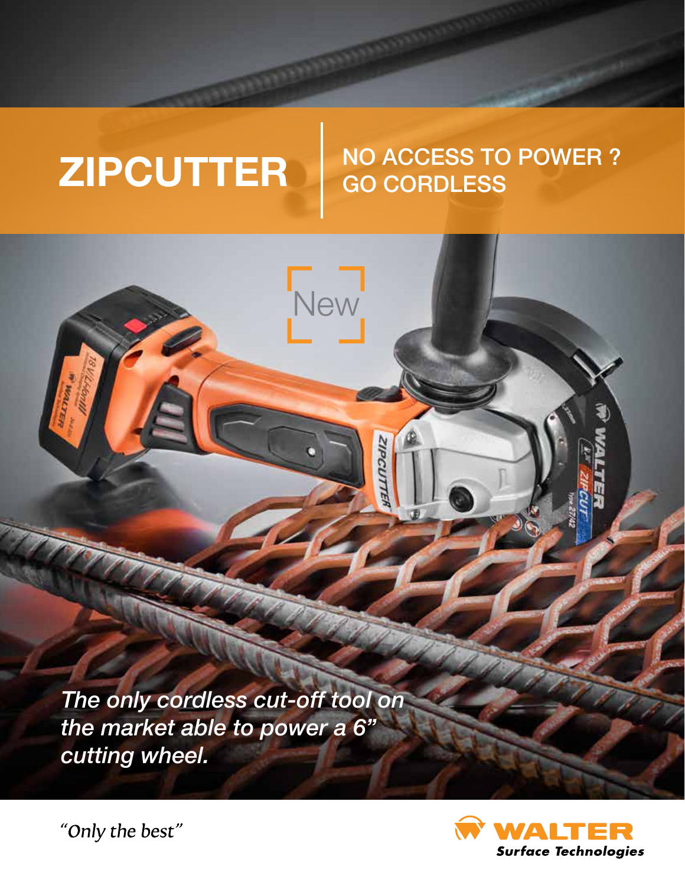# ZIPCUTTER

## NO ACCESS TO POWER ? GO CORDLESS

New

*The only cordless cut-off tool on the market able to power a 6" cutting wheel.*

*"Only the best"*

WALTER Surface Technologies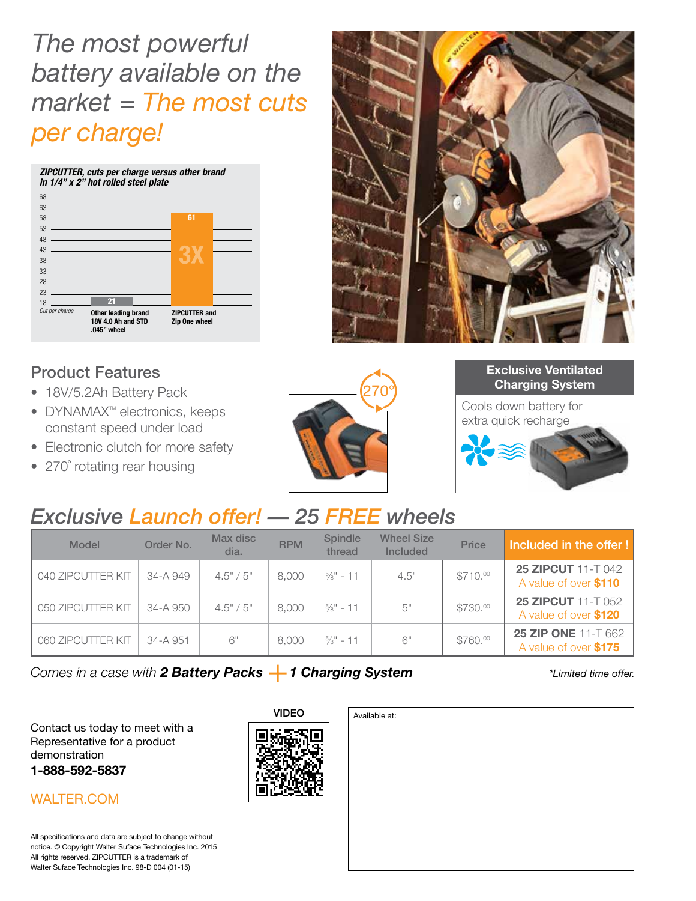# *The most powerful battery available on the market = The most cuts per charge!*

***ZIPCUTTER, cuts per charge versus other brand in 1/4" x 2" hot rolled steel plate***

68
63
58
53
48
43
38
33
28
23
18

Cut per charge

21
Other leading brand 18V 4.0 Ah and STD .045" wheel

61
3X
ZIPCUTTER and Zip One wheel

## Product Features

- 18V/5.2Ah Battery Pack
- DYNAMAX™ electronics, keeps constant speed under load
- Electronic clutch for more safety
- 270° rotating rear housing

270°

**Exclusive Ventilated Charging System**

Cools down battery for extra quick recharge

## *Exclusive Launch offer! — 25 FREE wheels*

| Model | Order No. | Max disc dia. | RPM | Spindle thread | Wheel Size Included | Price | Included in the offer ! |
|---|---|---|---|---|---|---|---|
| 040 ZIPCUTTER KIT | 34-A 949 | 4.5" / 5" | 8,000 | ⅝" - 11 | 4.5" | $710.00 | **25 ZIPCUT** 11-T 042 A value of over **$110** |
| 050 ZIPCUTTER KIT | 34-A 950 | 4.5" / 5" | 8,000 | ⅝" - 11 | 5" | $730.00 | **25 ZIPCUT** 11-T 052 A value of over **$120** |
| 060 ZIPCUTTER KIT | 34-A 951 | 6" | 8,000 | ⅝" - 11 | 6" | $760.00 | **25 ZIP ONE** 11-T 662 A value of over **$175** |

*Comes in a case with **2 Battery Packs + 1 Charging System***

**Limited time offer.*

Contact us today to meet with a Representative for a product demonstration

**1-888-592-5837**

WALTER.COM

VIDEO

Available at:

All specifications and data are subject to change without notice. © Copyright Walter Suface Technologies Inc. 2015 All rights reserved. ZIPCUTTER is a trademark of Walter Suface Technologies Inc. 98-D 004 (01-15)